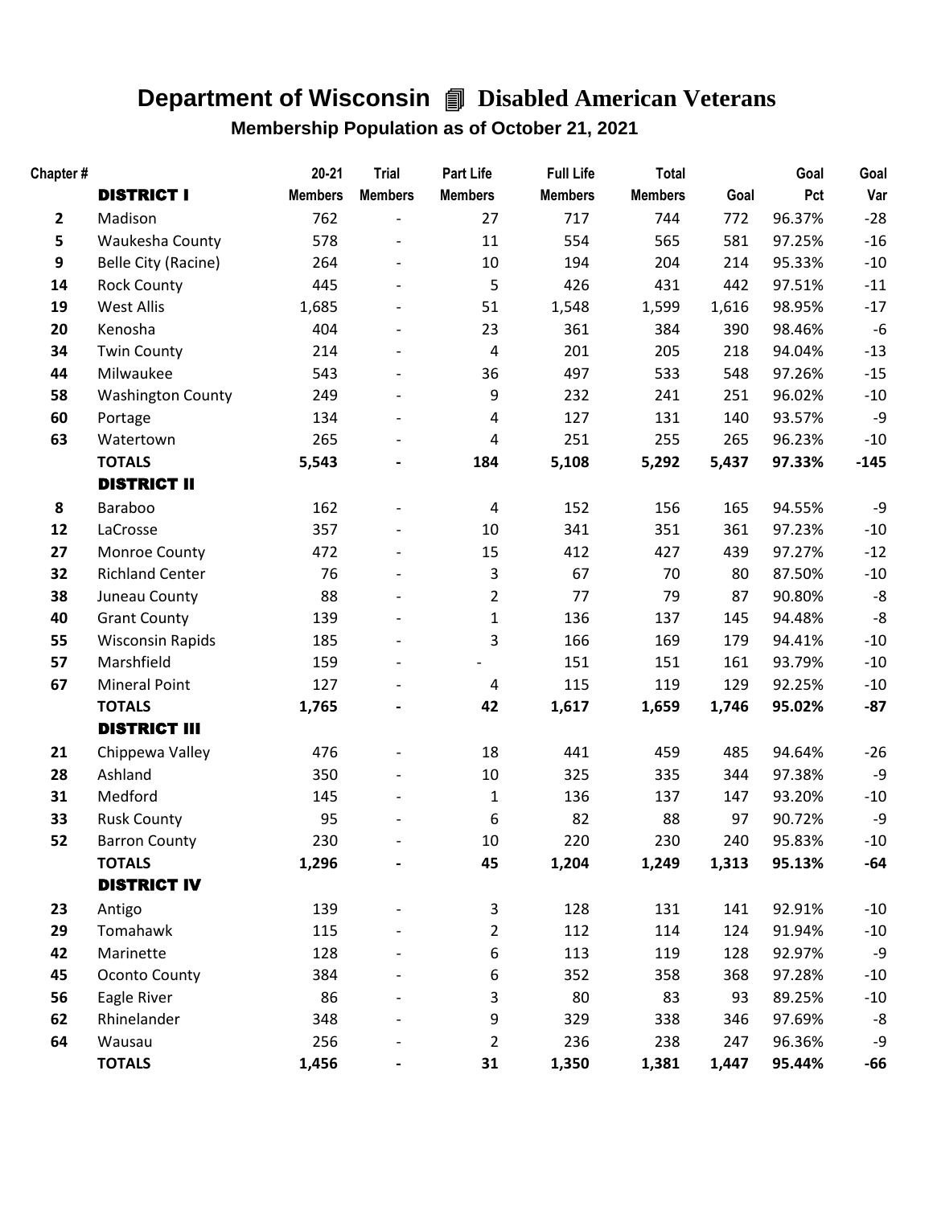# Department of Wisconsin 🗐 Disabled American Veterans

**Membership Population as of October 21, 2021**

| Chapter # | | 20-21 Members | Trial Members | Part Life Members | Full Life Members | Total Members | Goal | Goal Pct | Goal Var |
|---|---|---|---|---|---|---|---|---|---|
| | **DISTRICT I** | | | | | | | | |
| **2** | Madison | 762 | - | 27 | 717 | 744 | 772 | 96.37% | -28 |
| **5** | Waukesha County | 578 | - | 11 | 554 | 565 | 581 | 97.25% | -16 |
| **9** | Belle City (Racine) | 264 | - | 10 | 194 | 204 | 214 | 95.33% | -10 |
| **14** | Rock County | 445 | - | 5 | 426 | 431 | 442 | 97.51% | -11 |
| **19** | West Allis | 1,685 | - | 51 | 1,548 | 1,599 | 1,616 | 98.95% | -17 |
| **20** | Kenosha | 404 | - | 23 | 361 | 384 | 390 | 98.46% | -6 |
| **34** | Twin County | 214 | - | 4 | 201 | 205 | 218 | 94.04% | -13 |
| **44** | Milwaukee | 543 | - | 36 | 497 | 533 | 548 | 97.26% | -15 |
| **58** | Washington County | 249 | - | 9 | 232 | 241 | 251 | 96.02% | -10 |
| **60** | Portage | 134 | - | 4 | 127 | 131 | 140 | 93.57% | -9 |
| **63** | Watertown | 265 | - | 4 | 251 | 255 | 265 | 96.23% | -10 |
| | **TOTALS** | **5,543** | **-** | **184** | **5,108** | **5,292** | **5,437** | **97.33%** | **-145** |
| | **DISTRICT II** | | | | | | | | |
| **8** | Baraboo | 162 | - | 4 | 152 | 156 | 165 | 94.55% | -9 |
| **12** | LaCrosse | 357 | - | 10 | 341 | 351 | 361 | 97.23% | -10 |
| **27** | Monroe County | 472 | - | 15 | 412 | 427 | 439 | 97.27% | -12 |
| **32** | Richland Center | 76 | - | 3 | 67 | 70 | 80 | 87.50% | -10 |
| **38** | Juneau County | 88 | - | 2 | 77 | 79 | 87 | 90.80% | -8 |
| **40** | Grant County | 139 | - | 1 | 136 | 137 | 145 | 94.48% | -8 |
| **55** | Wisconsin Rapids | 185 | - | 3 | 166 | 169 | 179 | 94.41% | -10 |
| **57** | Marshfield | 159 | - | - | 151 | 151 | 161 | 93.79% | -10 |
| **67** | Mineral Point | 127 | - | 4 | 115 | 119 | 129 | 92.25% | -10 |
| | **TOTALS** | **1,765** | **-** | **42** | **1,617** | **1,659** | **1,746** | **95.02%** | **-87** |
| | **DISTRICT III** | | | | | | | | |
| **21** | Chippewa Valley | 476 | - | 18 | 441 | 459 | 485 | 94.64% | -26 |
| **28** | Ashland | 350 | - | 10 | 325 | 335 | 344 | 97.38% | -9 |
| **31** | Medford | 145 | - | 1 | 136 | 137 | 147 | 93.20% | -10 |
| **33** | Rusk County | 95 | - | 6 | 82 | 88 | 97 | 90.72% | -9 |
| **52** | Barron County | 230 | - | 10 | 220 | 230 | 240 | 95.83% | -10 |
| | **TOTALS** | **1,296** | **-** | **45** | **1,204** | **1,249** | **1,313** | **95.13%** | **-64** |
| | **DISTRICT IV** | | | | | | | | |
| **23** | Antigo | 139 | - | 3 | 128 | 131 | 141 | 92.91% | -10 |
| **29** | Tomahawk | 115 | - | 2 | 112 | 114 | 124 | 91.94% | -10 |
| **42** | Marinette | 128 | - | 6 | 113 | 119 | 128 | 92.97% | -9 |
| **45** | Oconto County | 384 | - | 6 | 352 | 358 | 368 | 97.28% | -10 |
| **56** | Eagle River | 86 | - | 3 | 80 | 83 | 93 | 89.25% | -10 |
| **62** | Rhinelander | 348 | - | 9 | 329 | 338 | 346 | 97.69% | -8 |
| **64** | Wausau | 256 | - | 2 | 236 | 238 | 247 | 96.36% | -9 |
| | **TOTALS** | **1,456** | **-** | **31** | **1,350** | **1,381** | **1,447** | **95.44%** | **-66** |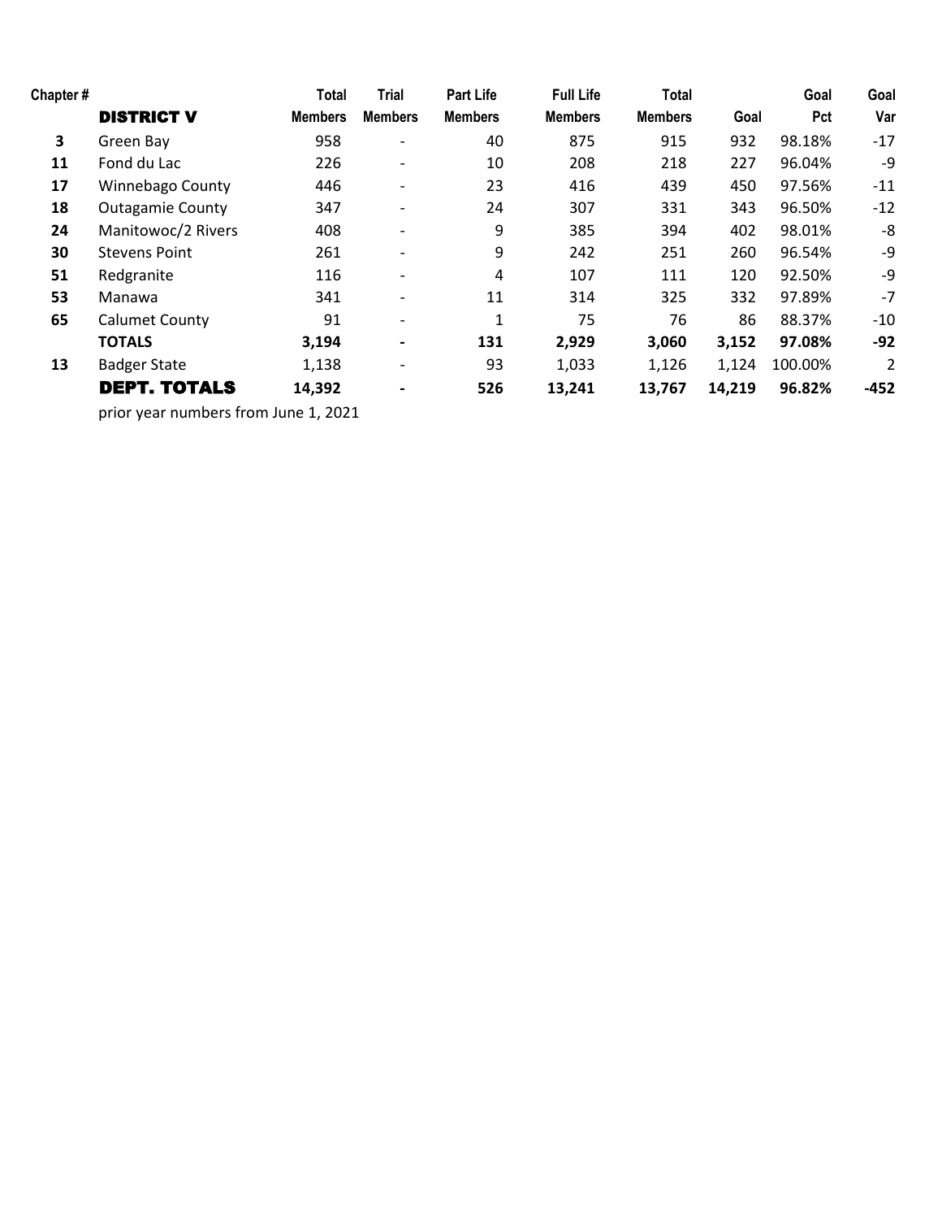| Chapter # | DISTRICT V | Total Members | Trial Members | Part Life Members | Full Life Members | Total Members | Goal | Goal Pct | Goal Var |
|---|---|---|---|---|---|---|---|---|---|
| **3** | Green Bay | 958 | - | 40 | 875 | 915 | 932 | 98.18% | -17 |
| **11** | Fond du Lac | 226 | - | 10 | 208 | 218 | 227 | 96.04% | -9 |
| **17** | Winnebago County | 446 | - | 23 | 416 | 439 | 450 | 97.56% | -11 |
| **18** | Outagamie County | 347 | - | 24 | 307 | 331 | 343 | 96.50% | -12 |
| **24** | Manitowoc/2 Rivers | 408 | - | 9 | 385 | 394 | 402 | 98.01% | -8 |
| **30** | Stevens Point | 261 | - | 9 | 242 | 251 | 260 | 96.54% | -9 |
| **51** | Redgranite | 116 | - | 4 | 107 | 111 | 120 | 92.50% | -9 |
| **53** | Manawa | 341 | - | 11 | 314 | 325 | 332 | 97.89% | -7 |
| **65** | Calumet County | 91 | - | 1 | 75 | 76 | 86 | 88.37% | -10 |
| | **TOTALS** | **3,194** | **-** | **131** | **2,929** | **3,060** | **3,152** | **97.08%** | **-92** |
| **13** | Badger State | 1,138 | - | 93 | 1,033 | 1,126 | 1,124 | 100.00% | 2 |
| | **DEPT. TOTALS** | **14,392** | **-** | **526** | **13,241** | **13,767** | **14,219** | **96.82%** | **-452** |

prior year numbers from June 1, 2021